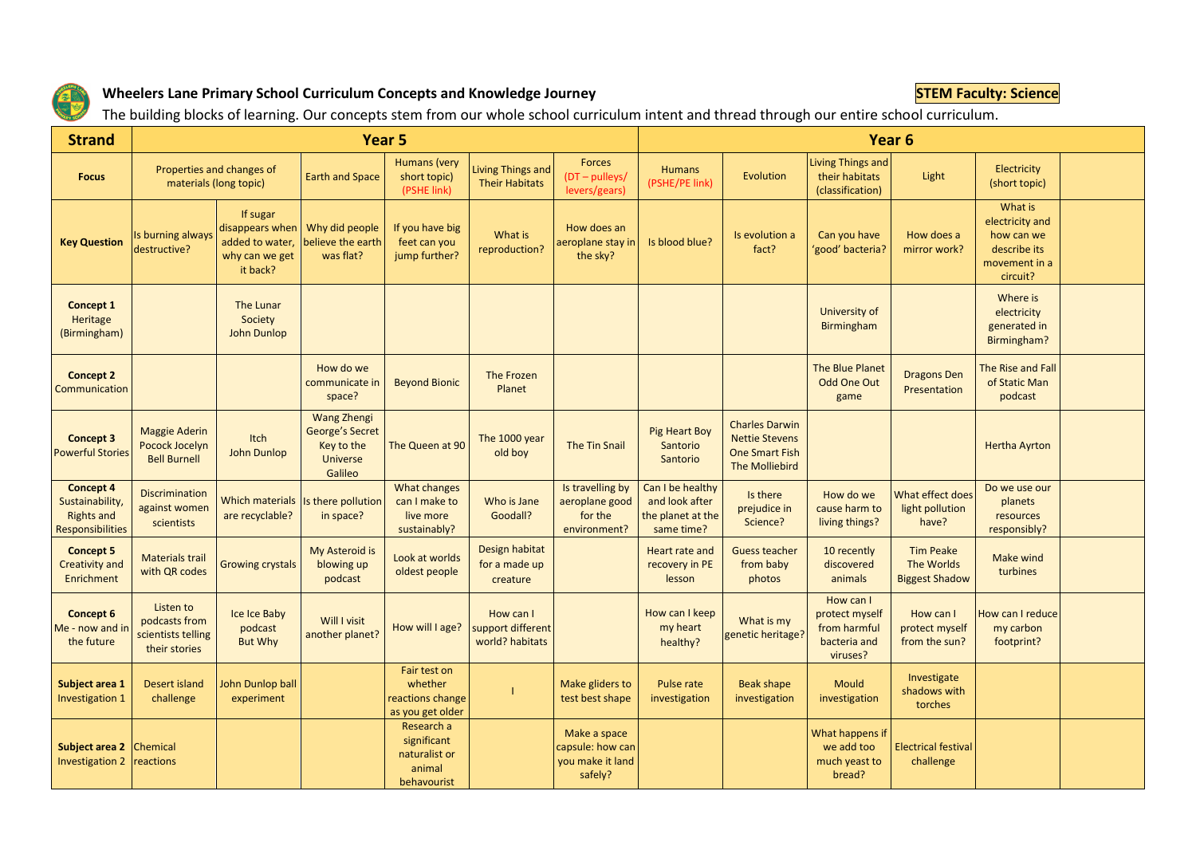# Wheelers Lane Primary School Curriculum Concepts and Knowledge Journey

**STEM Faculty: Science**

The building blocks of learning. Our concepts stem from our whole school curriculum intent and thread through our entire school curriculum.

| Strand | Year 5 | | | | | | Year 6 | | | | | |
|---|---|---|---|---|---|---|---|---|---|---|---|---|
| **Focus** | Properties and changes of materials (long topic) | | Earth and Space | Humans (very short topic) (PSHE link) | Living Things and Their Habitats | Forces (DT – pulleys/ levers/gears) | Humans (PSHE/PE link) | Evolution | Living Things and their habitats (classification) | Light | Electricity (short topic) | |
| **Key Question** | Is burning always destructive? | If sugar disappears when added to water, why can we get it back? | Why did people believe the earth was flat? | If you have big feet can you jump further? | What is reproduction? | How does an aeroplane stay in the sky? | Is blood blue? | Is evolution a fact? | Can you have 'good' bacteria? | How does a mirror work? | What is electricity and how can we describe its movement in a circuit? | |
| **Concept 1** Heritage (Birmingham) | | The Lunar Society John Dunlop | | | | | | | University of Birmingham | | Where is electricity generated in Birmingham? | |
| **Concept 2** Communication | | | How do we communicate in space? | Beyond Bionic | The Frozen Planet | | | | The Blue Planet Odd One Out game | Dragons Den Presentation | The Rise and Fall of Static Man podcast | |
| **Concept 3** Powerful Stories | Maggie Aderin Pocock Jocelyn Bell Burnell | Itch John Dunlop | Wang Zhengi George's Secret Key to the Universe Galileo | The Queen at 90 | The 1000 year old boy | The Tin Snail | Pig Heart Boy Santorio Santorio | Charles Darwin Nettie Stevens One Smart Fish The Molliebird | | | Hertha Ayrton | |
| **Concept 4** Sustainability, Rights and Responsibilities | Discrimination against women scientists | Which materials are recyclable? | Is there pollution in space? | What changes can I make to live more sustainably? | Who is Jane Goodall? | Is travelling by aeroplane good for the environment? | Can I be healthy and look after the planet at the same time? | Is there prejudice in Science? | How do we cause harm to living things? | What effect does light pollution have? | Do we use our planets resources responsibly? | |
| **Concept 5** Creativity and Enrichment | Materials trail with QR codes | Growing crystals | My Asteroid is blowing up podcast | Look at worlds oldest people | Design habitat for a made up creature | | Heart rate and recovery in PE lesson | Guess teacher from baby photos | 10 recently discovered animals | Tim Peake The Worlds Biggest Shadow | Make wind turbines | |
| **Concept 6** Me - now and in the future | Listen to podcasts from scientists telling their stories | Ice Ice Baby podcast But Why | Will I visit another planet? | How will I age? | How can I support different world? habitats | | How can I keep my heart healthy? | What is my genetic heritage? | How can I protect myself from harmful bacteria and viruses? | How can I protect myself from the sun? | How can I reduce my carbon footprint? | |
| **Subject area 1** Investigation 1 | Desert island challenge | John Dunlop ball experiment | | Fair test on whether reactions change as you get older | l | Make gliders to test best shape | Pulse rate investigation | Beak shape investigation | Mould investigation | Investigate shadows with torches | | |
| **Subject area 2** Investigation 2 | Chemical reactions | | | Research a significant naturalist or animal behavourist | | Make a space capsule: how can you make it land safely? | | | What happens if we add too much yeast to bread? | Electrical festival challenge | | |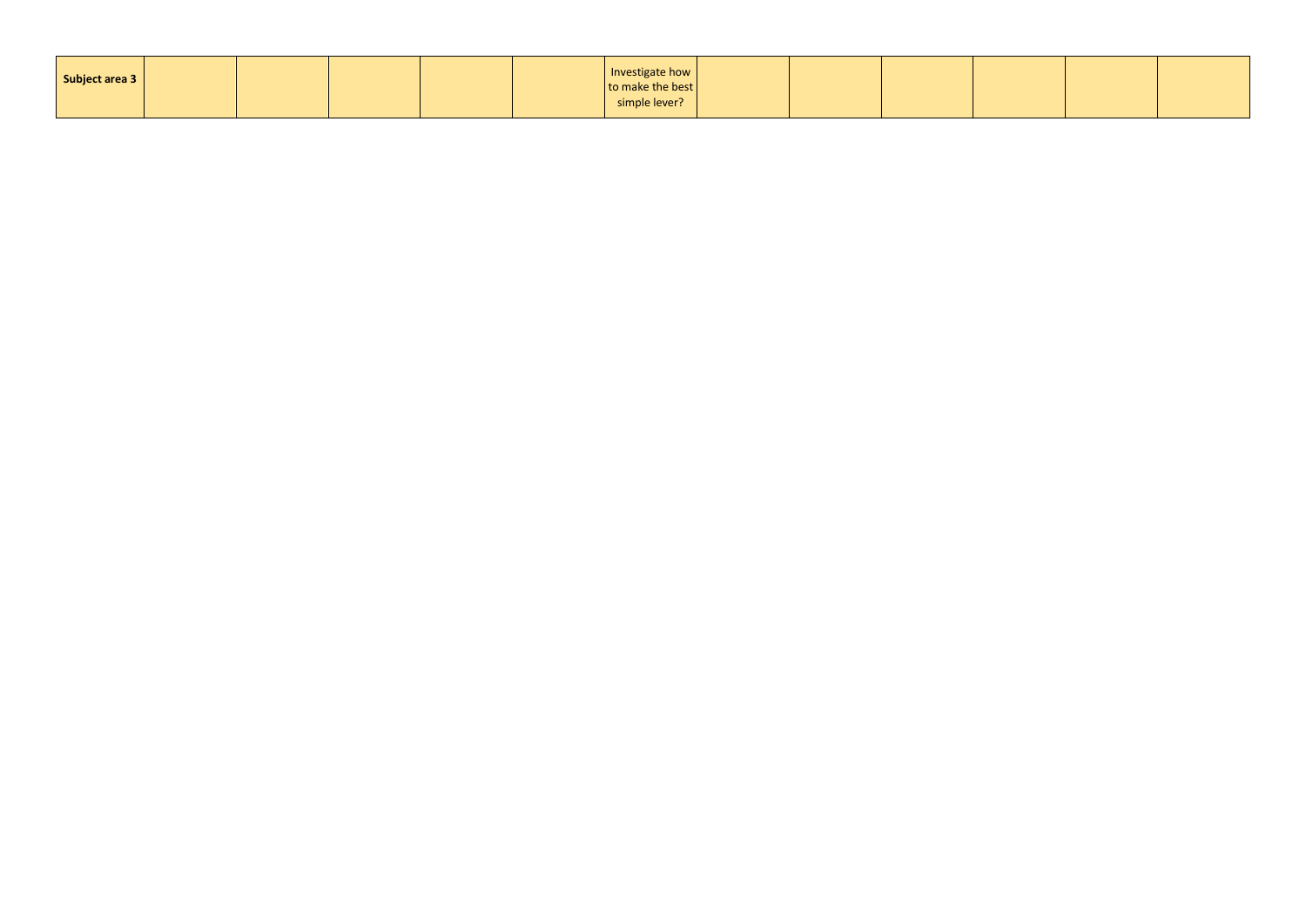| | | | | | | | | | | | | |
|---|---|---|---|---|---|---|---|---|---|---|---|---|
| **Subject area 3** | | | | | | Investigate how to make the best simple lever? | | | | | | |